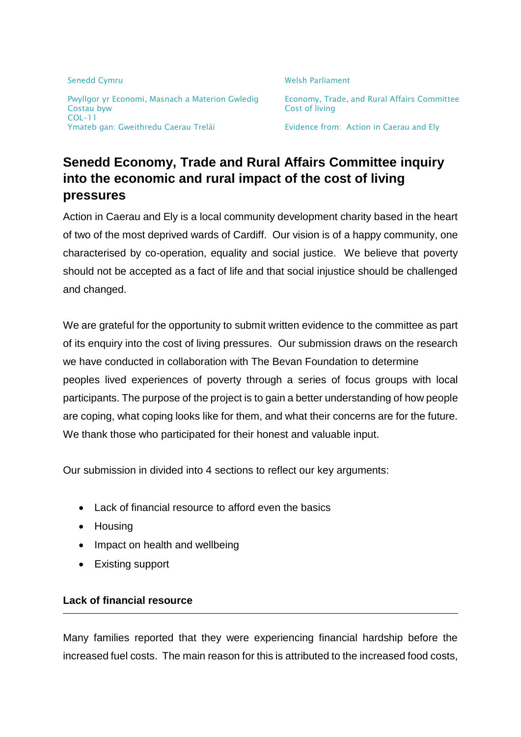Senedd Cymru

Pwyllgor yr Economi, Masnach a Materion Gwledig
Costau byw
COL-11
Ymateb gan: Gweithredu Caerau Trelái

Welsh Parliament

Economy, Trade, and Rural Affairs Committee
Cost of living

Evidence from: Action in Caerau and Ely

# Senedd Economy, Trade and Rural Affairs Committee inquiry into the economic and rural impact of the cost of living pressures

Action in Caerau and Ely is a local community development charity based in the heart of two of the most deprived wards of Cardiff. Our vision is of a happy community, one characterised by co-operation, equality and social justice. We believe that poverty should not be accepted as a fact of life and that social injustice should be challenged and changed.

We are grateful for the opportunity to submit written evidence to the committee as part of its enquiry into the cost of living pressures. Our submission draws on the research we have conducted in collaboration with The Bevan Foundation to determine peoples lived experiences of poverty through a series of focus groups with local participants. The purpose of the project is to gain a better understanding of how people are coping, what coping looks like for them, and what their concerns are for the future. We thank those who participated for their honest and valuable input.

Our submission in divided into 4 sections to reflect our key arguments:

- Lack of financial resource to afford even the basics
- Housing
- Impact on health and wellbeing
- Existing support

## Lack of financial resource

Many families reported that they were experiencing financial hardship before the increased fuel costs. The main reason for this is attributed to the increased food costs,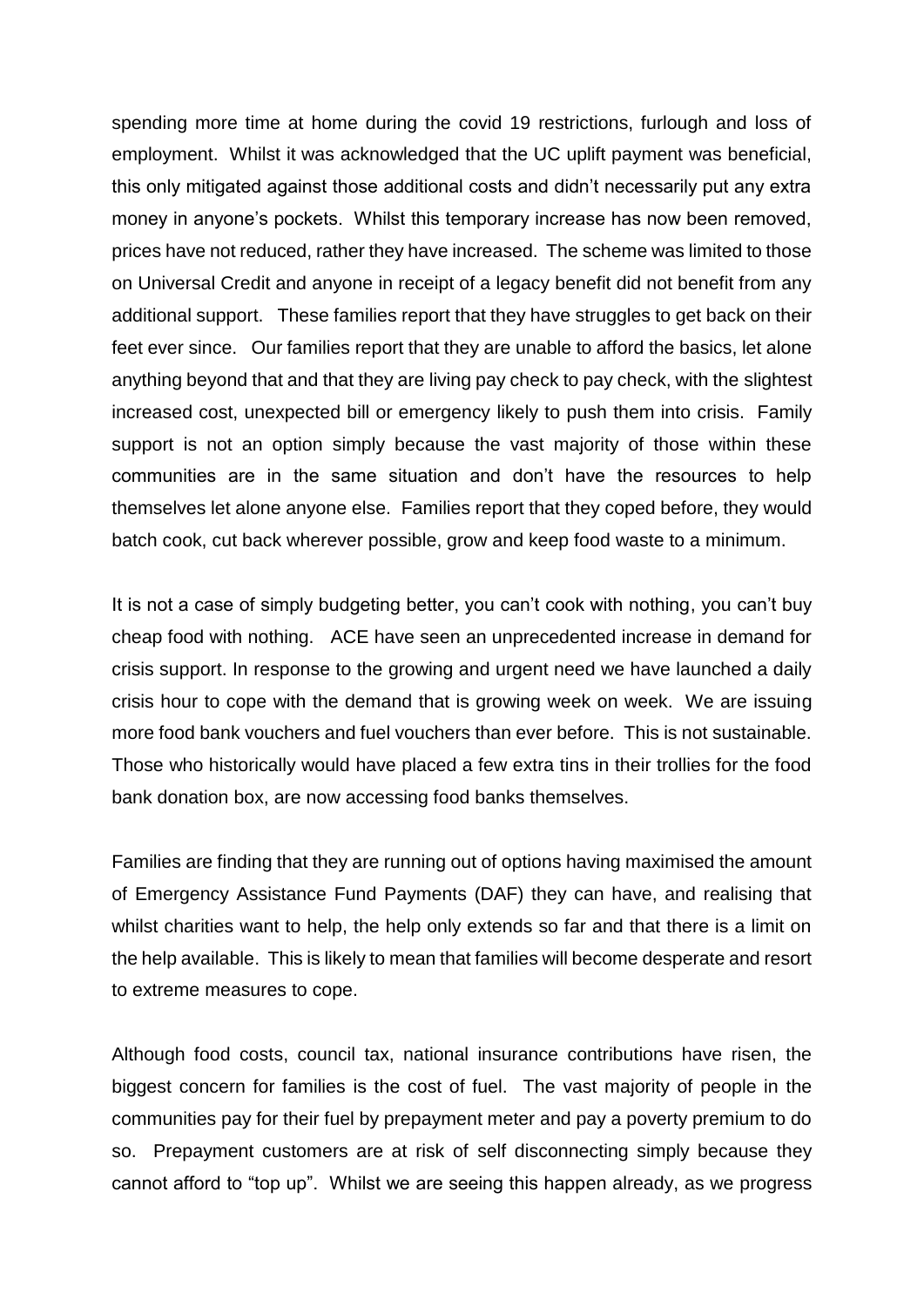spending more time at home during the covid 19 restrictions, furlough and loss of employment. Whilst it was acknowledged that the UC uplift payment was beneficial, this only mitigated against those additional costs and didn't necessarily put any extra money in anyone's pockets. Whilst this temporary increase has now been removed, prices have not reduced, rather they have increased. The scheme was limited to those on Universal Credit and anyone in receipt of a legacy benefit did not benefit from any additional support. These families report that they have struggles to get back on their feet ever since. Our families report that they are unable to afford the basics, let alone anything beyond that and that they are living pay check to pay check, with the slightest increased cost, unexpected bill or emergency likely to push them into crisis. Family support is not an option simply because the vast majority of those within these communities are in the same situation and don't have the resources to help themselves let alone anyone else. Families report that they coped before, they would batch cook, cut back wherever possible, grow and keep food waste to a minimum.

It is not a case of simply budgeting better, you can't cook with nothing, you can't buy cheap food with nothing. ACE have seen an unprecedented increase in demand for crisis support. In response to the growing and urgent need we have launched a daily crisis hour to cope with the demand that is growing week on week. We are issuing more food bank vouchers and fuel vouchers than ever before. This is not sustainable. Those who historically would have placed a few extra tins in their trollies for the food bank donation box, are now accessing food banks themselves.

Families are finding that they are running out of options having maximised the amount of Emergency Assistance Fund Payments (DAF) they can have, and realising that whilst charities want to help, the help only extends so far and that there is a limit on the help available. This is likely to mean that families will become desperate and resort to extreme measures to cope.

Although food costs, council tax, national insurance contributions have risen, the biggest concern for families is the cost of fuel. The vast majority of people in the communities pay for their fuel by prepayment meter and pay a poverty premium to do so. Prepayment customers are at risk of self disconnecting simply because they cannot afford to "top up". Whilst we are seeing this happen already, as we progress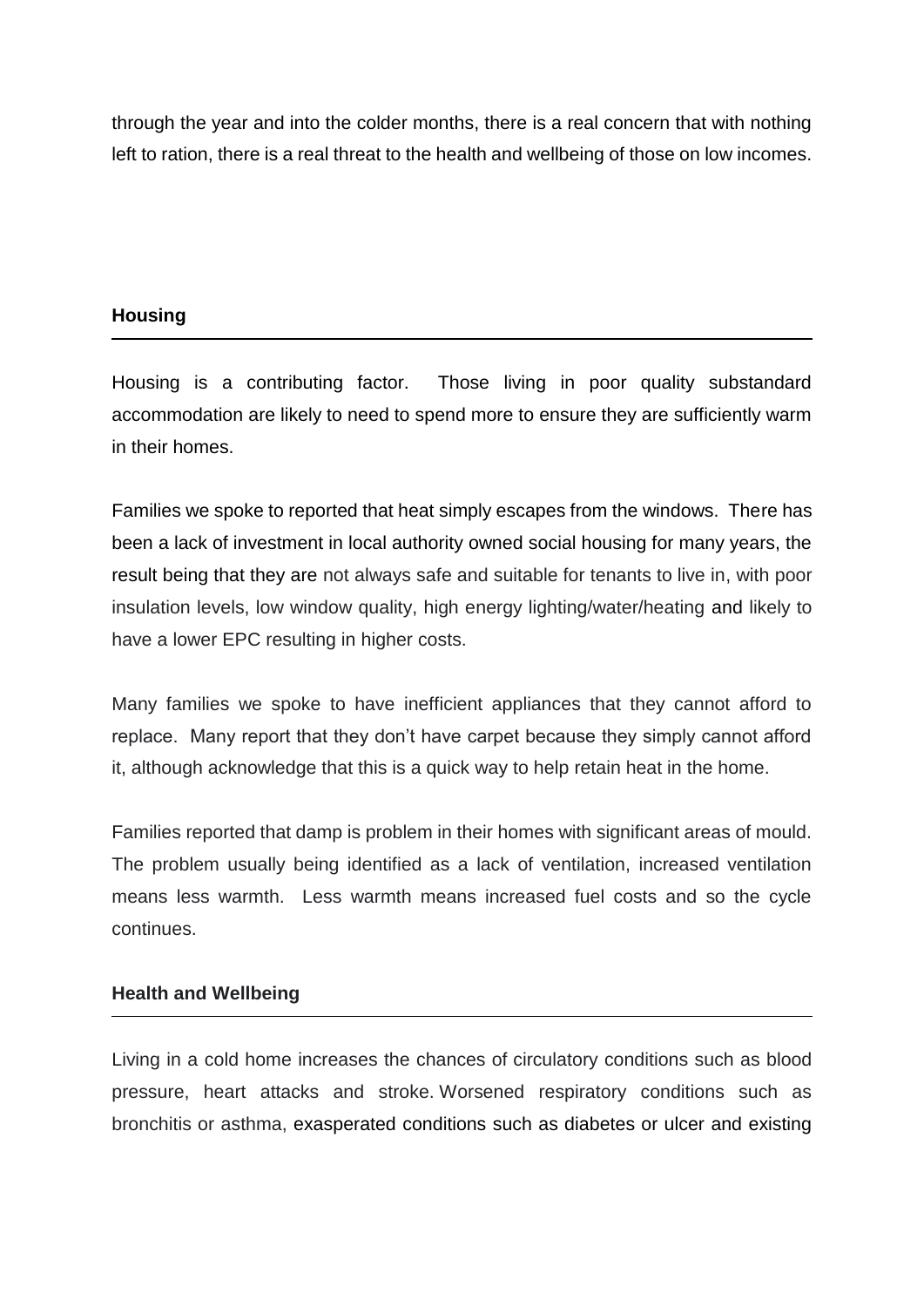through the year and into the colder months, there is a real concern that with nothing left to ration, there is a real threat to the health and wellbeing of those on low incomes.

## Housing

Housing is a contributing factor. Those living in poor quality substandard accommodation are likely to need to spend more to ensure they are sufficiently warm in their homes.

Families we spoke to reported that heat simply escapes from the windows. There has been a lack of investment in local authority owned social housing for many years, the result being that they are not always safe and suitable for tenants to live in, with poor insulation levels, low window quality, high energy lighting/water/heating and likely to have a lower EPC resulting in higher costs.

Many families we spoke to have inefficient appliances that they cannot afford to replace. Many report that they don't have carpet because they simply cannot afford it, although acknowledge that this is a quick way to help retain heat in the home.

Families reported that damp is problem in their homes with significant areas of mould. The problem usually being identified as a lack of ventilation, increased ventilation means less warmth. Less warmth means increased fuel costs and so the cycle continues.

## Health and Wellbeing

Living in a cold home increases the chances of circulatory conditions such as blood pressure, heart attacks and stroke. Worsened respiratory conditions such as bronchitis or asthma, exasperated conditions such as diabetes or ulcer and existing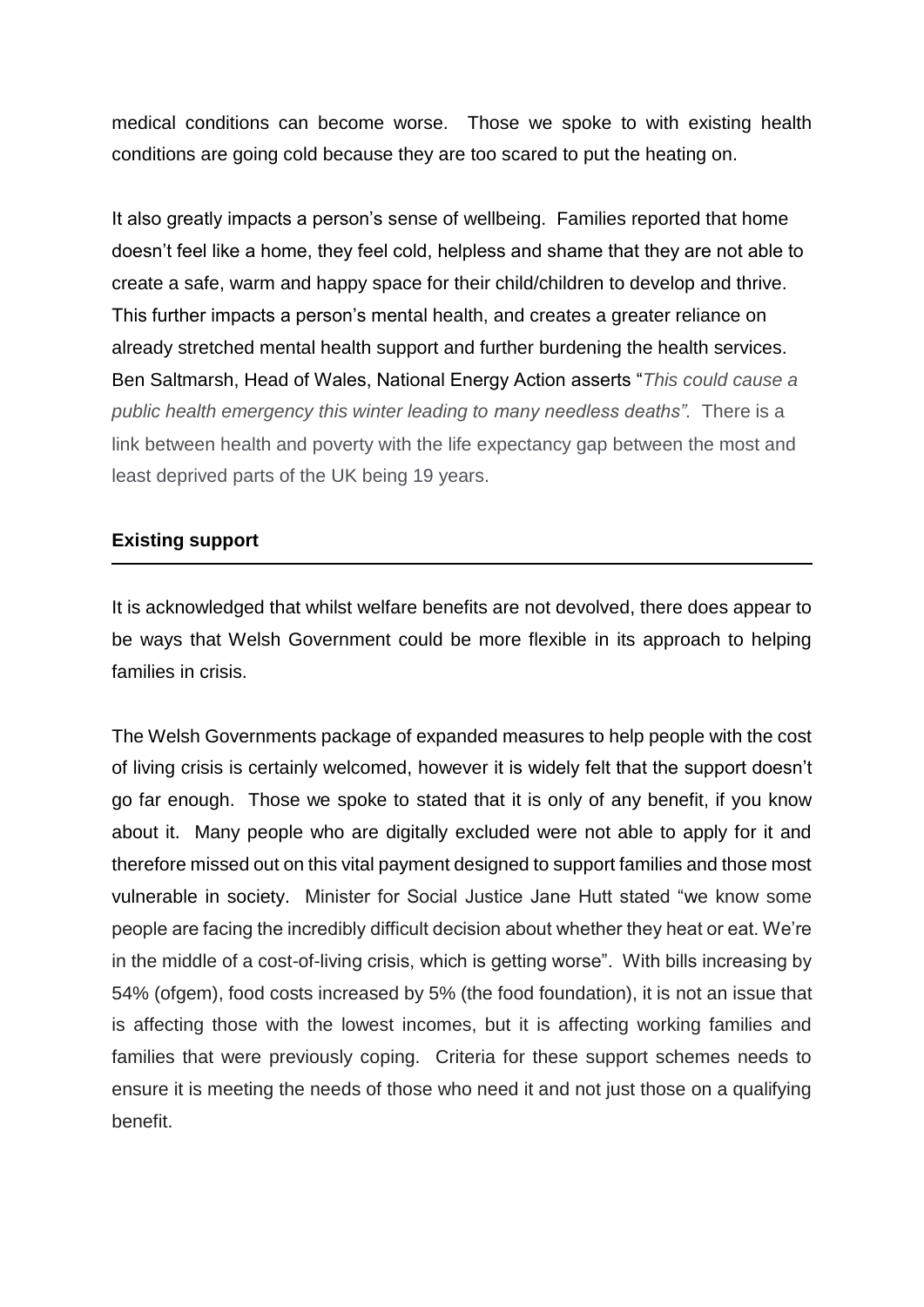medical conditions can become worse. Those we spoke to with existing health conditions are going cold because they are too scared to put the heating on.

It also greatly impacts a person's sense of wellbeing. Families reported that home doesn't feel like a home, they feel cold, helpless and shame that they are not able to create a safe, warm and happy space for their child/children to develop and thrive. This further impacts a person's mental health, and creates a greater reliance on already stretched mental health support and further burdening the health services. Ben Saltmarsh, Head of Wales, National Energy Action asserts "*This could cause a public health emergency this winter leading to many needless deaths"*. There is a link between health and poverty with the life expectancy gap between the most and least deprived parts of the UK being 19 years.

**Existing support**

It is acknowledged that whilst welfare benefits are not devolved, there does appear to be ways that Welsh Government could be more flexible in its approach to helping families in crisis.

The Welsh Governments package of expanded measures to help people with the cost of living crisis is certainly welcomed, however it is widely felt that the support doesn't go far enough. Those we spoke to stated that it is only of any benefit, if you know about it. Many people who are digitally excluded were not able to apply for it and therefore missed out on this vital payment designed to support families and those most vulnerable in society. Minister for Social Justice Jane Hutt stated "we know some people are facing the incredibly difficult decision about whether they heat or eat. We're in the middle of a cost-of-living crisis, which is getting worse". With bills increasing by 54% (ofgem), food costs increased by 5% (the food foundation), it is not an issue that is affecting those with the lowest incomes, but it is affecting working families and families that were previously coping. Criteria for these support schemes needs to ensure it is meeting the needs of those who need it and not just those on a qualifying benefit.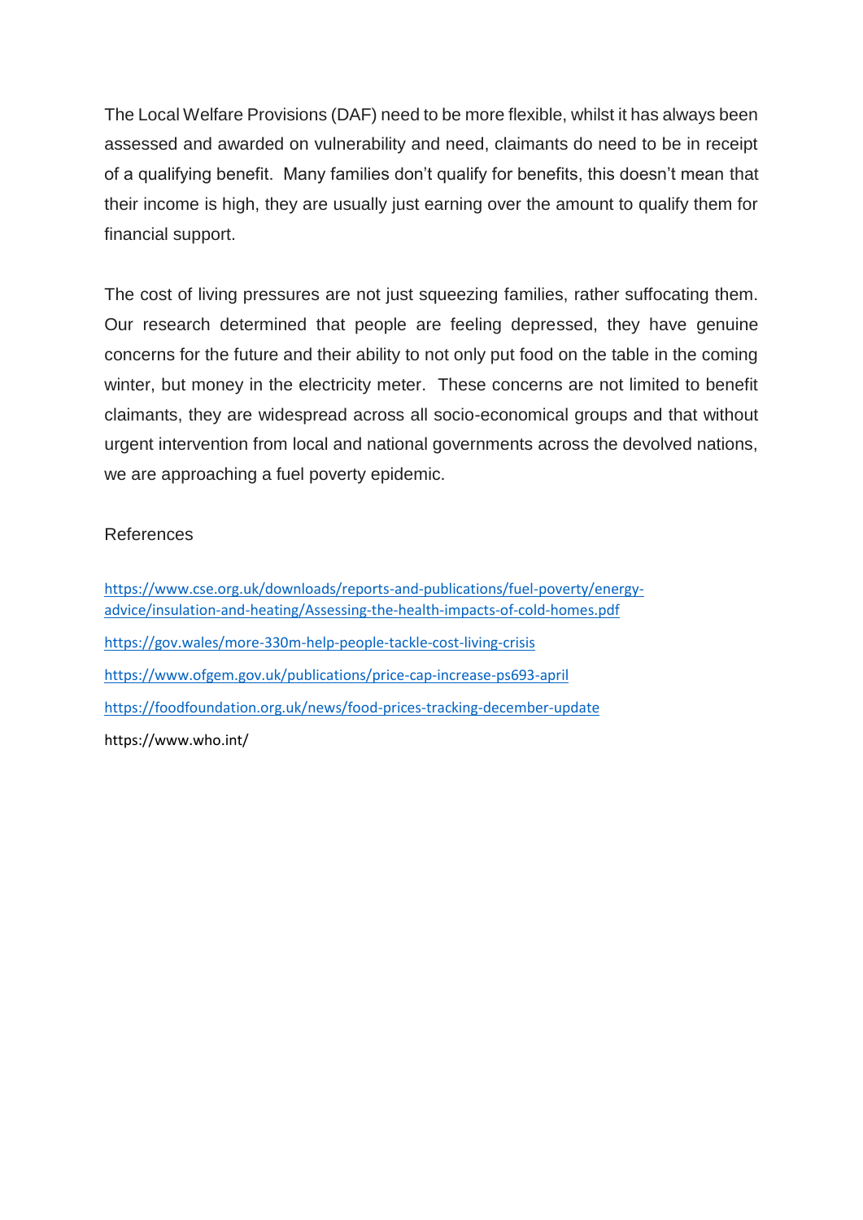The Local Welfare Provisions (DAF) need to be more flexible, whilst it has always been assessed and awarded on vulnerability and need, claimants do need to be in receipt of a qualifying benefit.  Many families don't qualify for benefits, this doesn't mean that their income is high, they are usually just earning over the amount to qualify them for financial support.

The cost of living pressures are not just squeezing families, rather suffocating them. Our research determined that people are feeling depressed, they have genuine concerns for the future and their ability to not only put food on the table in the coming winter, but money in the electricity meter.  These concerns are not limited to benefit claimants, they are widespread across all socio-economical groups and that without urgent intervention from local and national governments across the devolved nations, we are approaching a fuel poverty epidemic.

## References

https://www.cse.org.uk/downloads/reports-and-publications/fuel-poverty/energy-advice/insulation-and-heating/Assessing-the-health-impacts-of-cold-homes.pdf

https://gov.wales/more-330m-help-people-tackle-cost-living-crisis

https://www.ofgem.gov.uk/publications/price-cap-increase-ps693-april

https://foodfoundation.org.uk/news/food-prices-tracking-december-update

https://www.who.int/